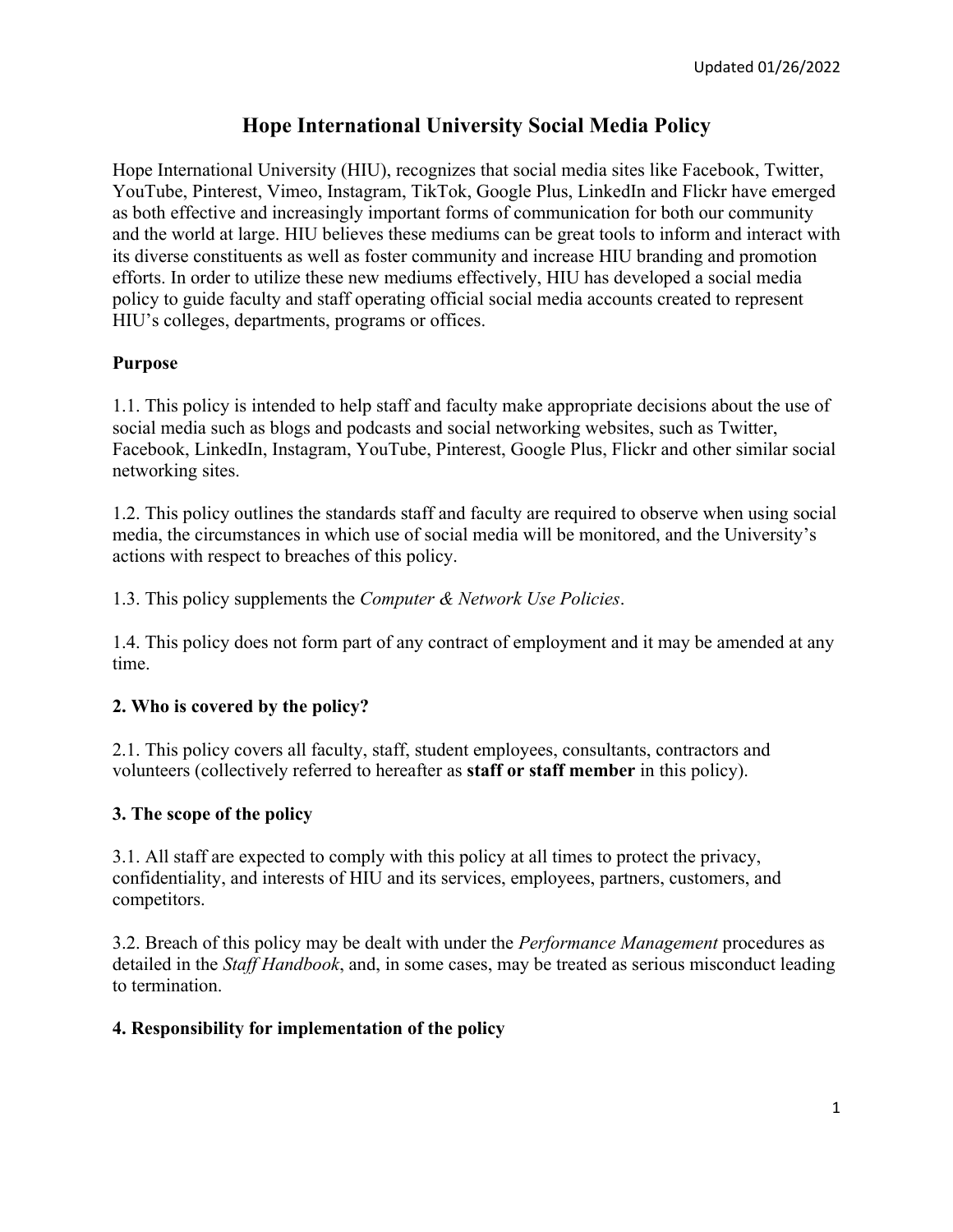Updated 01/26/2022

# Hope International University Social Media Policy

Hope International University (HIU), recognizes that social media sites like Facebook, Twitter, YouTube, Pinterest, Vimeo, Instagram, TikTok, Google Plus, LinkedIn and Flickr have emerged as both effective and increasingly important forms of communication for both our community and the world at large. HIU believes these mediums can be great tools to inform and interact with its diverse constituents as well as foster community and increase HIU branding and promotion efforts. In order to utilize these new mediums effectively, HIU has developed a social media policy to guide faculty and staff operating official social media accounts created to represent HIU's colleges, departments, programs or offices.

## Purpose

1.1. This policy is intended to help staff and faculty make appropriate decisions about the use of social media such as blogs and podcasts and social networking websites, such as Twitter, Facebook, LinkedIn, Instagram, YouTube, Pinterest, Google Plus, Flickr and other similar social networking sites.

1.2. This policy outlines the standards staff and faculty are required to observe when using social media, the circumstances in which use of social media will be monitored, and the University's actions with respect to breaches of this policy.

1.3. This policy supplements the *Computer & Network Use Policies*.

1.4. This policy does not form part of any contract of employment and it may be amended at any time.

## 2. Who is covered by the policy?

2.1. This policy covers all faculty, staff, student employees, consultants, contractors and volunteers (collectively referred to hereafter as **staff or staff member** in this policy).

## 3. The scope of the policy

3.1. All staff are expected to comply with this policy at all times to protect the privacy, confidentiality, and interests of HIU and its services, employees, partners, customers, and competitors.

3.2. Breach of this policy may be dealt with under the *Performance Management* procedures as detailed in the *Staff Handbook*, and, in some cases, may be treated as serious misconduct leading to termination.

## 4. Responsibility for implementation of the policy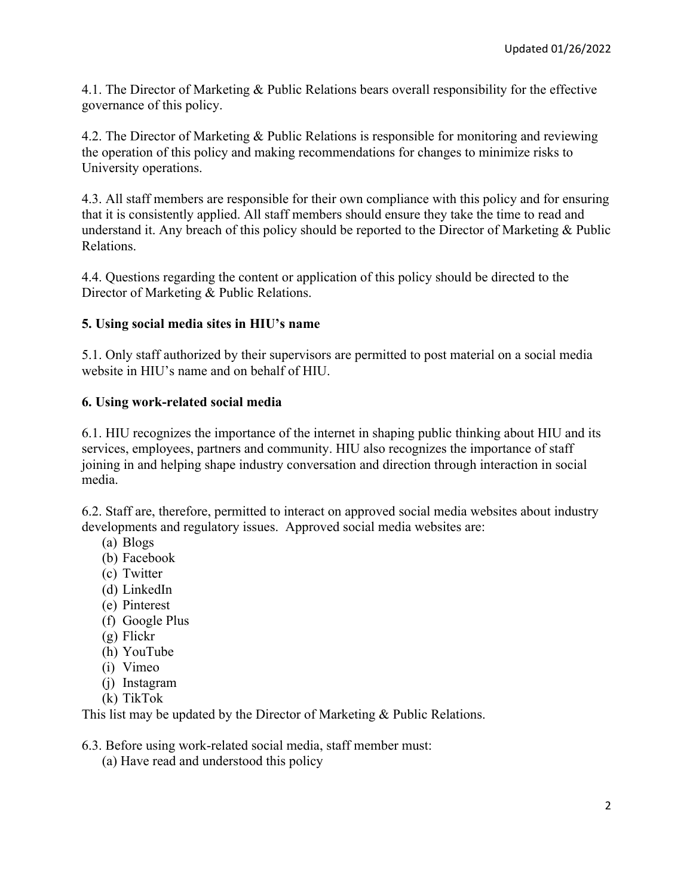4.1. The Director of Marketing & Public Relations bears overall responsibility for the effective governance of this policy.

4.2. The Director of Marketing & Public Relations is responsible for monitoring and reviewing the operation of this policy and making recommendations for changes to minimize risks to University operations.

4.3. All staff members are responsible for their own compliance with this policy and for ensuring that it is consistently applied. All staff members should ensure they take the time to read and understand it. Any breach of this policy should be reported to the Director of Marketing & Public Relations.

4.4. Questions regarding the content or application of this policy should be directed to the Director of Marketing & Public Relations.

## 5. Using social media sites in HIU's name

5.1. Only staff authorized by their supervisors are permitted to post material on a social media website in HIU's name and on behalf of HIU.

## 6. Using work-related social media

6.1. HIU recognizes the importance of the internet in shaping public thinking about HIU and its services, employees, partners and community. HIU also recognizes the importance of staff joining in and helping shape industry conversation and direction through interaction in social media.

6.2. Staff are, therefore, permitted to interact on approved social media websites about industry developments and regulatory issues. Approved social media websites are:

- (a) Blogs
- (b) Facebook
- (c) Twitter
- (d) LinkedIn
- (e) Pinterest
- (f) Google Plus
- (g) Flickr
- (h) YouTube
- (i) Vimeo
- (j) Instagram
- (k) TikTok

This list may be updated by the Director of Marketing & Public Relations.

6.3. Before using work-related social media, staff member must:

- (a) Have read and understood this policy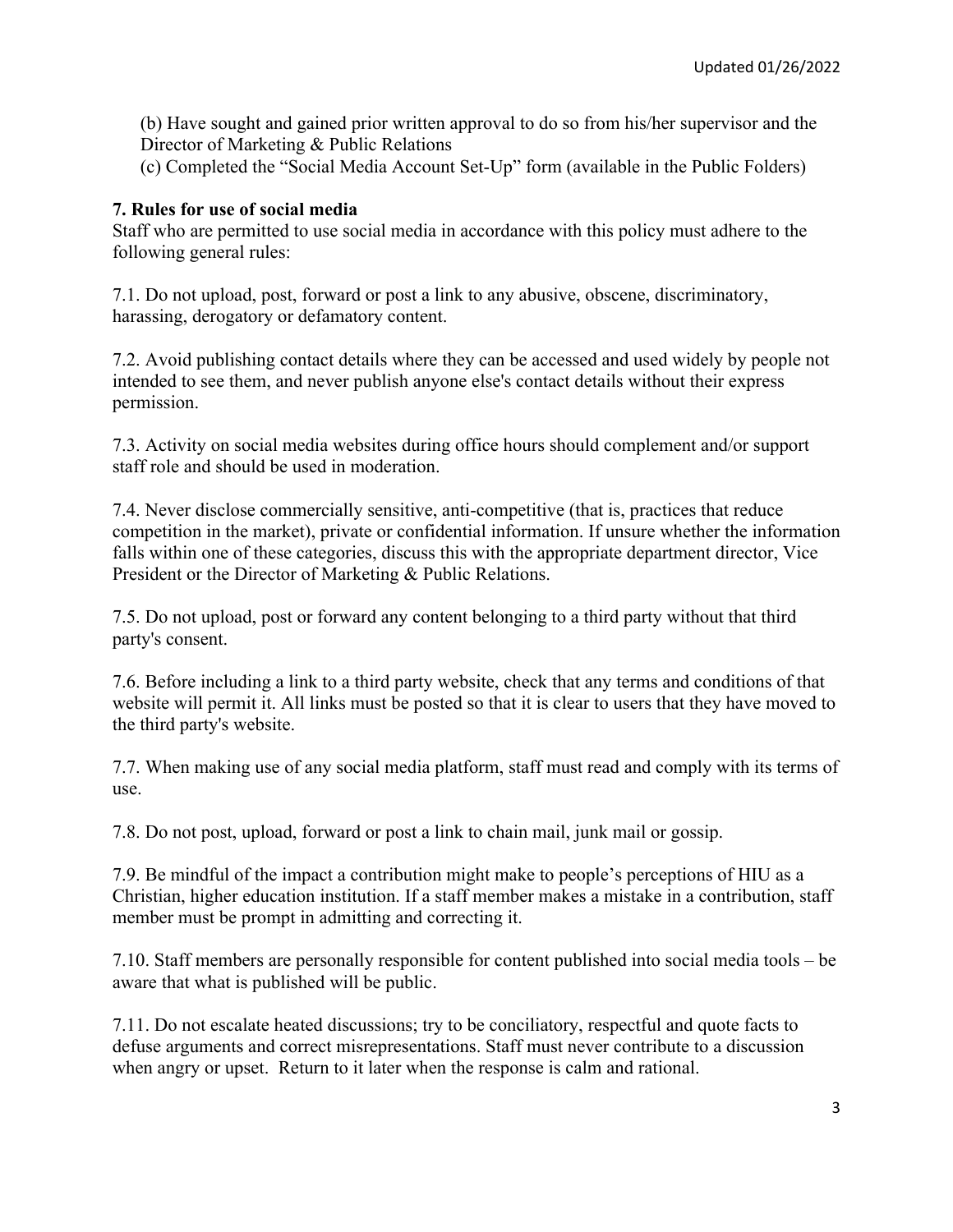(b) Have sought and gained prior written approval to do so from his/her supervisor and the Director of Marketing & Public Relations

(c) Completed the "Social Media Account Set-Up" form (available in the Public Folders)

**7. Rules for use of social media**

Staff who are permitted to use social media in accordance with this policy must adhere to the following general rules:

7.1. Do not upload, post, forward or post a link to any abusive, obscene, discriminatory, harassing, derogatory or defamatory content.

7.2. Avoid publishing contact details where they can be accessed and used widely by people not intended to see them, and never publish anyone else's contact details without their express permission.

7.3. Activity on social media websites during office hours should complement and/or support staff role and should be used in moderation.

7.4. Never disclose commercially sensitive, anti-competitive (that is, practices that reduce competition in the market), private or confidential information. If unsure whether the information falls within one of these categories, discuss this with the appropriate department director, Vice President or the Director of Marketing & Public Relations.

7.5. Do not upload, post or forward any content belonging to a third party without that third party's consent.

7.6. Before including a link to a third party website, check that any terms and conditions of that website will permit it. All links must be posted so that it is clear to users that they have moved to the third party's website.

7.7. When making use of any social media platform, staff must read and comply with its terms of use.

7.8. Do not post, upload, forward or post a link to chain mail, junk mail or gossip.

7.9. Be mindful of the impact a contribution might make to people's perceptions of HIU as a Christian, higher education institution. If a staff member makes a mistake in a contribution, staff member must be prompt in admitting and correcting it.

7.10. Staff members are personally responsible for content published into social media tools – be aware that what is published will be public.

7.11. Do not escalate heated discussions; try to be conciliatory, respectful and quote facts to defuse arguments and correct misrepresentations. Staff must never contribute to a discussion when angry or upset. Return to it later when the response is calm and rational.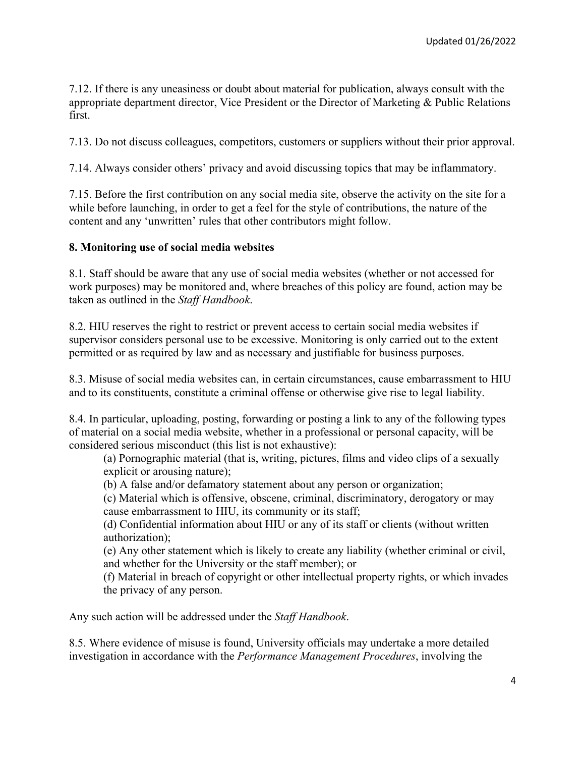7.12. If there is any uneasiness or doubt about material for publication, always consult with the appropriate department director, Vice President or the Director of Marketing & Public Relations first.

7.13. Do not discuss colleagues, competitors, customers or suppliers without their prior approval.

7.14. Always consider others' privacy and avoid discussing topics that may be inflammatory.

7.15. Before the first contribution on any social media site, observe the activity on the site for a while before launching, in order to get a feel for the style of contributions, the nature of the content and any 'unwritten' rules that other contributors might follow.

**8. Monitoring use of social media websites**

8.1. Staff should be aware that any use of social media websites (whether or not accessed for work purposes) may be monitored and, where breaches of this policy are found, action may be taken as outlined in the *Staff Handbook*.

8.2. HIU reserves the right to restrict or prevent access to certain social media websites if supervisor considers personal use to be excessive. Monitoring is only carried out to the extent permitted or as required by law and as necessary and justifiable for business purposes.

8.3. Misuse of social media websites can, in certain circumstances, cause embarrassment to HIU and to its constituents, constitute a criminal offense or otherwise give rise to legal liability.

8.4. In particular, uploading, posting, forwarding or posting a link to any of the following types of material on a social media website, whether in a professional or personal capacity, will be considered serious misconduct (this list is not exhaustive):

- (a) Pornographic material (that is, writing, pictures, films and video clips of a sexually explicit or arousing nature);
- (b) A false and/or defamatory statement about any person or organization;
- (c) Material which is offensive, obscene, criminal, discriminatory, derogatory or may cause embarrassment to HIU, its community or its staff;
- (d) Confidential information about HIU or any of its staff or clients (without written authorization);
- (e) Any other statement which is likely to create any liability (whether criminal or civil, and whether for the University or the staff member); or
- (f) Material in breach of copyright or other intellectual property rights, or which invades the privacy of any person.

Any such action will be addressed under the *Staff Handbook*.

8.5. Where evidence of misuse is found, University officials may undertake a more detailed investigation in accordance with the *Performance Management Procedures*, involving the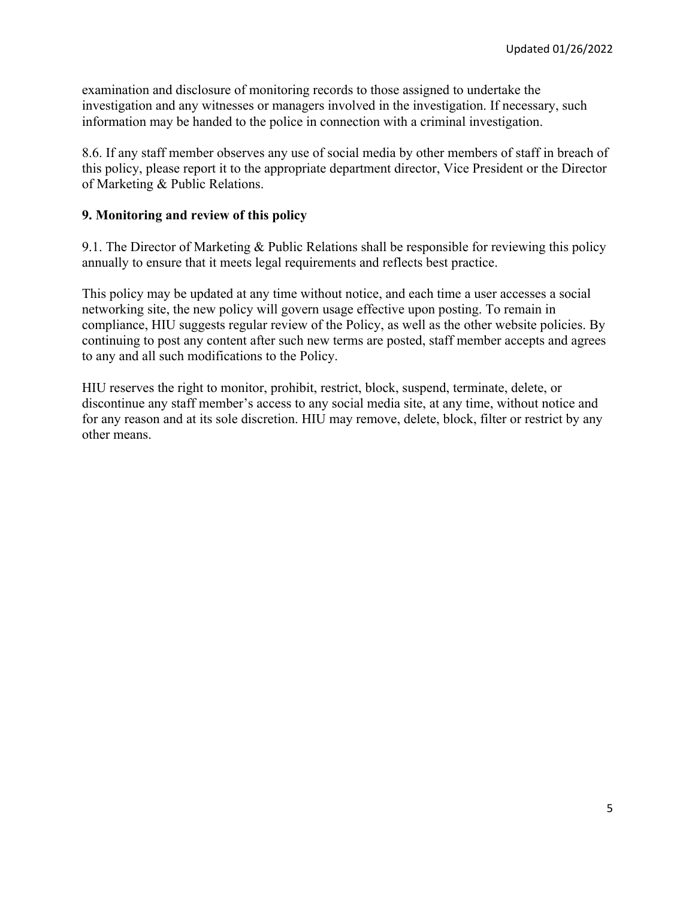examination and disclosure of monitoring records to those assigned to undertake the investigation and any witnesses or managers involved in the investigation. If necessary, such information may be handed to the police in connection with a criminal investigation.

8.6. If any staff member observes any use of social media by other members of staff in breach of this policy, please report it to the appropriate department director, Vice President or the Director of Marketing & Public Relations.

**9. Monitoring and review of this policy**

9.1. The Director of Marketing & Public Relations shall be responsible for reviewing this policy annually to ensure that it meets legal requirements and reflects best practice.

This policy may be updated at any time without notice, and each time a user accesses a social networking site, the new policy will govern usage effective upon posting. To remain in compliance, HIU suggests regular review of the Policy, as well as the other website policies. By continuing to post any content after such new terms are posted, staff member accepts and agrees to any and all such modifications to the Policy.

HIU reserves the right to monitor, prohibit, restrict, block, suspend, terminate, delete, or discontinue any staff member's access to any social media site, at any time, without notice and for any reason and at its sole discretion. HIU may remove, delete, block, filter or restrict by any other means.